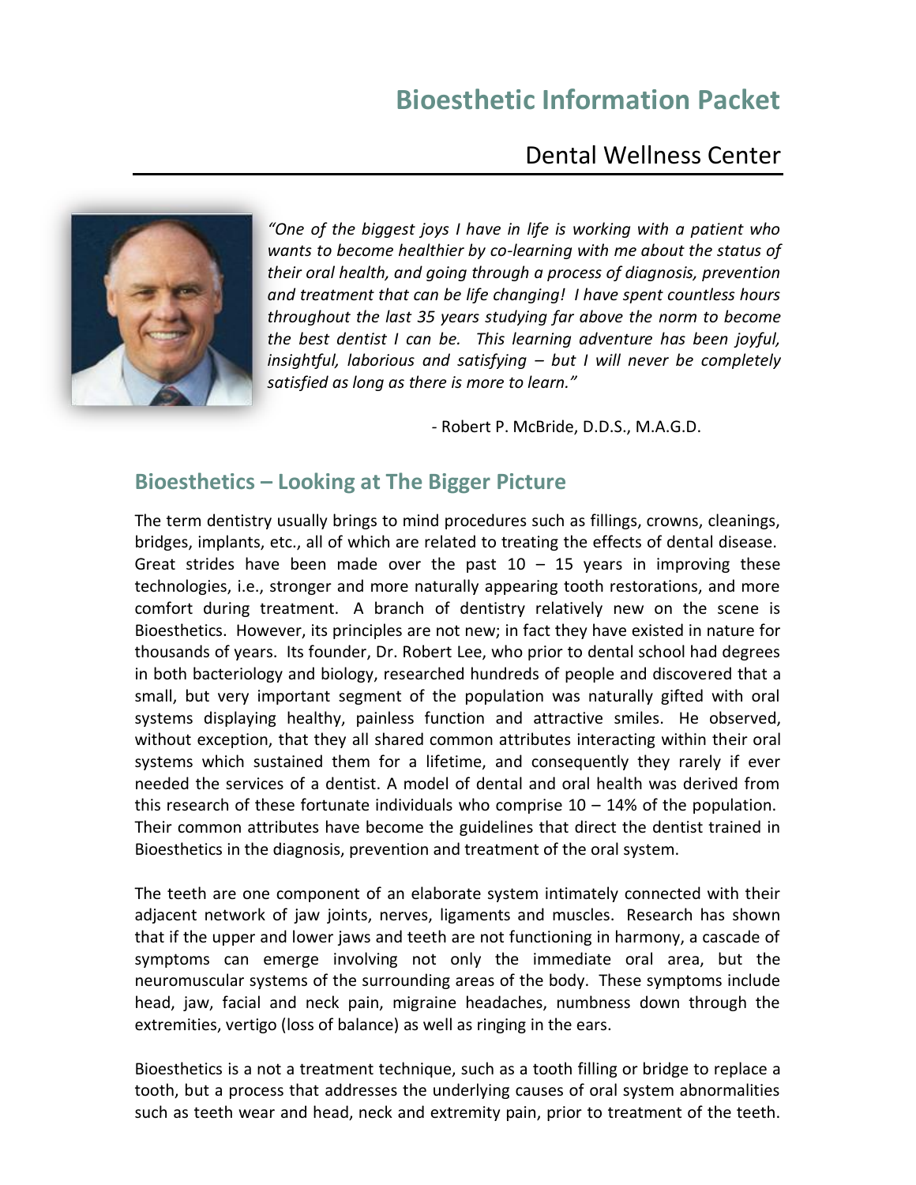# Bioesthetic Information Packet

## Dental Wellness Center

*"One of the biggest joys I have in life is working with a patient who wants to become healthier by co-learning with me about the status of their oral health, and going through a process of diagnosis, prevention and treatment that can be life changing! I have spent countless hours throughout the last 35 years studying far above the norm to become the best dentist I can be. This learning adventure has been joyful, insightful, laborious and satisfying – but I will never be completely satisfied as long as there is more to learn."*

- Robert P. McBride, D.D.S., M.A.G.D.

## Bioesthetics – Looking at The Bigger Picture

The term dentistry usually brings to mind procedures such as fillings, crowns, cleanings, bridges, implants, etc., all of which are related to treating the effects of dental disease. Great strides have been made over the past 10 – 15 years in improving these technologies, i.e., stronger and more naturally appearing tooth restorations, and more comfort during treatment. A branch of dentistry relatively new on the scene is Bioesthetics. However, its principles are not new; in fact they have existed in nature for thousands of years. Its founder, Dr. Robert Lee, who prior to dental school had degrees in both bacteriology and biology, researched hundreds of people and discovered that a small, but very important segment of the population was naturally gifted with oral systems displaying healthy, painless function and attractive smiles. He observed, without exception, that they all shared common attributes interacting within their oral systems which sustained them for a lifetime, and consequently they rarely if ever needed the services of a dentist. A model of dental and oral health was derived from this research of these fortunate individuals who comprise 10 – 14% of the population. Their common attributes have become the guidelines that direct the dentist trained in Bioesthetics in the diagnosis, prevention and treatment of the oral system.

The teeth are one component of an elaborate system intimately connected with their adjacent network of jaw joints, nerves, ligaments and muscles. Research has shown that if the upper and lower jaws and teeth are not functioning in harmony, a cascade of symptoms can emerge involving not only the immediate oral area, but the neuromuscular systems of the surrounding areas of the body. These symptoms include head, jaw, facial and neck pain, migraine headaches, numbness down through the extremities, vertigo (loss of balance) as well as ringing in the ears.

Bioesthetics is a not a treatment technique, such as a tooth filling or bridge to replace a tooth, but a process that addresses the underlying causes of oral system abnormalities such as teeth wear and head, neck and extremity pain, prior to treatment of the teeth.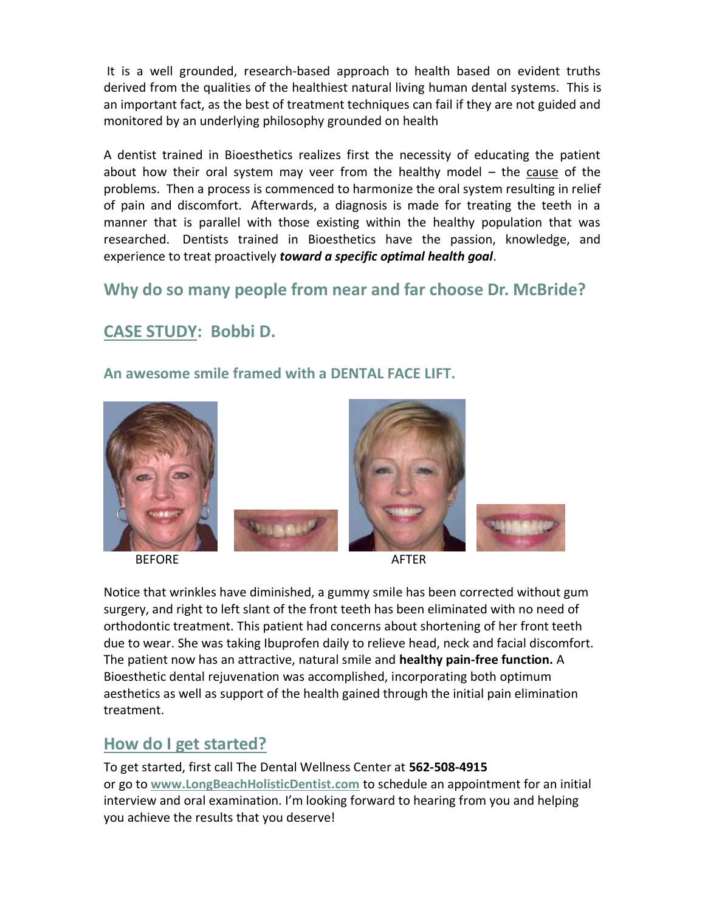It is a well grounded, research-based approach to health based on evident truths derived from the qualities of the healthiest natural living human dental systems. This is an important fact, as the best of treatment techniques can fail if they are not guided and monitored by an underlying philosophy grounded on health

A dentist trained in Bioesthetics realizes first the necessity of educating the patient about how their oral system may veer from the healthy model – the cause of the problems. Then a process is commenced to harmonize the oral system resulting in relief of pain and discomfort. Afterwards, a diagnosis is made for treating the teeth in a manner that is parallel with those existing within the healthy population that was researched. Dentists trained in Bioesthetics have the passion, knowledge, and experience to treat proactively ***toward a specific optimal health goal***.

## Why do so many people from near and far choose Dr. McBride?

## CASE STUDY: Bobbi D.

### An awesome smile framed with a DENTAL FACE LIFT.

BEFORE

AFTER

Notice that wrinkles have diminished, a gummy smile has been corrected without gum surgery, and right to left slant of the front teeth has been eliminated with no need of orthodontic treatment. This patient had concerns about shortening of her front teeth due to wear. She was taking Ibuprofen daily to relieve head, neck and facial discomfort. The patient now has an attractive, natural smile and **healthy pain-free function.** A Bioesthetic dental rejuvenation was accomplished, incorporating both optimum aesthetics as well as support of the health gained through the initial pain elimination treatment.

## How do I get started?

To get started, first call The Dental Wellness Center at **562-508-4915** or go to **www.LongBeachHolisticDentist.com** to schedule an appointment for an initial interview and oral examination. I'm looking forward to hearing from you and helping you achieve the results that you deserve!